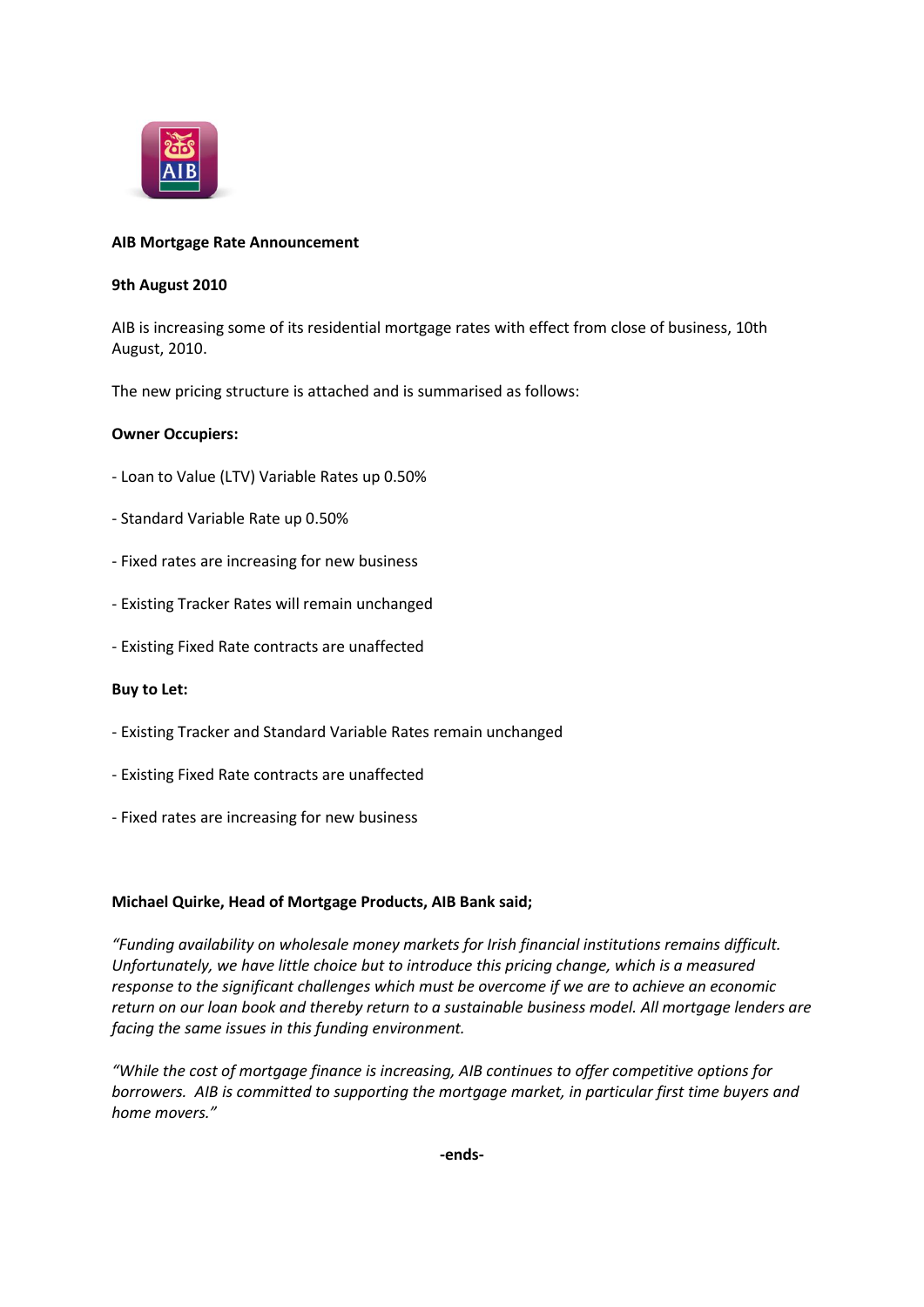**AIB Mortgage Rate Announcement**

**9th August 2010**

AIB is increasing some of its residential mortgage rates with effect from close of business, 10th August, 2010.

The new pricing structure is attached and is summarised as follows:

**Owner Occupiers:**

- Loan to Value (LTV) Variable Rates up 0.50%

- Standard Variable Rate up 0.50%

- Fixed rates are increasing for new business

- Existing Tracker Rates will remain unchanged

- Existing Fixed Rate contracts are unaffected

**Buy to Let:**

- Existing Tracker and Standard Variable Rates remain unchanged

- Existing Fixed Rate contracts are unaffected

- Fixed rates are increasing for new business

**Michael Quirke, Head of Mortgage Products, AIB Bank said;**

*"Funding availability on wholesale money markets for Irish financial institutions remains difficult. Unfortunately, we have little choice but to introduce this pricing change, which is a measured response to the significant challenges which must be overcome if we are to achieve an economic return on our loan book and thereby return to a sustainable business model. All mortgage lenders are facing the same issues in this funding environment.*

*"While the cost of mortgage finance is increasing, AIB continues to offer competitive options for borrowers. AIB is committed to supporting the mortgage market, in particular first time buyers and home movers."*

**-ends-**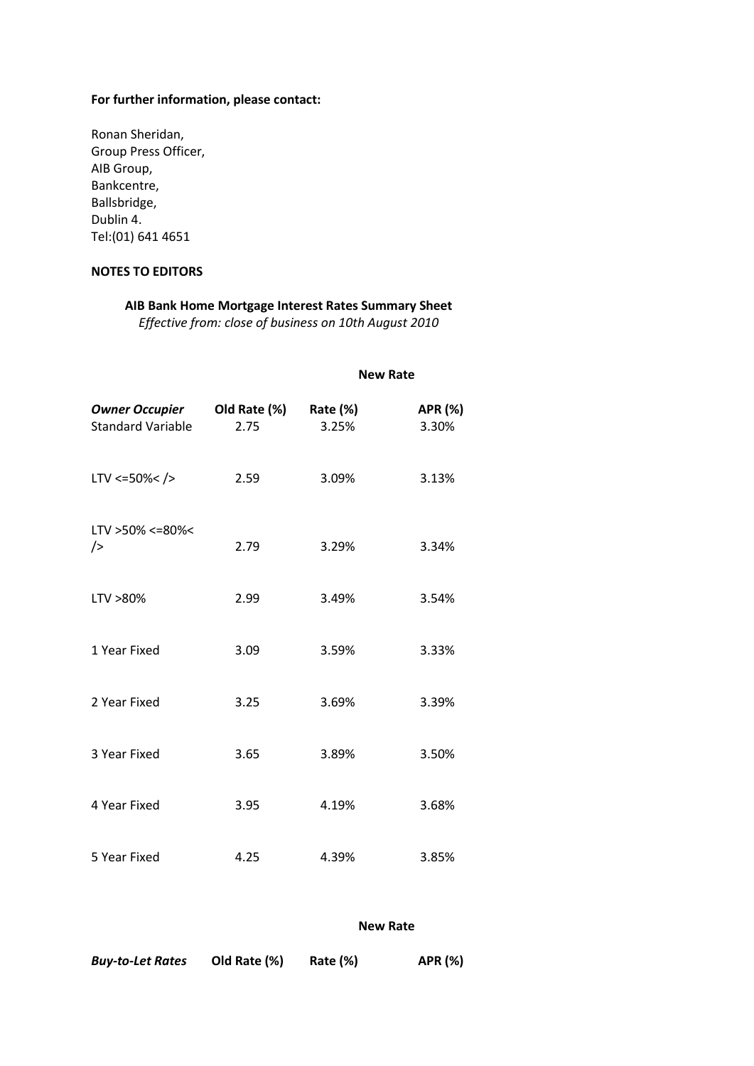**For further information, please contact:**

Ronan Sheridan,
Group Press Officer,
AIB Group,
Bankcentre,
Ballsbridge,
Dublin 4.
Tel:(01) 641 4651

**NOTES TO EDITORS**

**AIB Bank Home Mortgage Interest Rates Summary Sheet**
*Effective from: close of business on 10th August 2010*

| | | **New Rate** | |
|---|---|---|---|
| ***Owner Occupier*** | **Old Rate (%)** | **Rate (%)** | **APR (%)** |
| Standard Variable | 2.75 | 3.25% | 3.30% |
| LTV <=50%< /> | 2.59 | 3.09% | 3.13% |
| LTV >50% <=80%< /> | 2.79 | 3.29% | 3.34% |
| LTV >80% | 2.99 | 3.49% | 3.54% |
| 1 Year Fixed | 3.09 | 3.59% | 3.33% |
| 2 Year Fixed | 3.25 | 3.69% | 3.39% |
| 3 Year Fixed | 3.65 | 3.89% | 3.50% |
| 4 Year Fixed | 3.95 | 4.19% | 3.68% |
| 5 Year Fixed | 4.25 | 4.39% | 3.85% |

| | | **New Rate** | |
|---|---|---|---|
| ***Buy-to-Let Rates*** | **Old Rate (%)** | **Rate (%)** | **APR (%)** |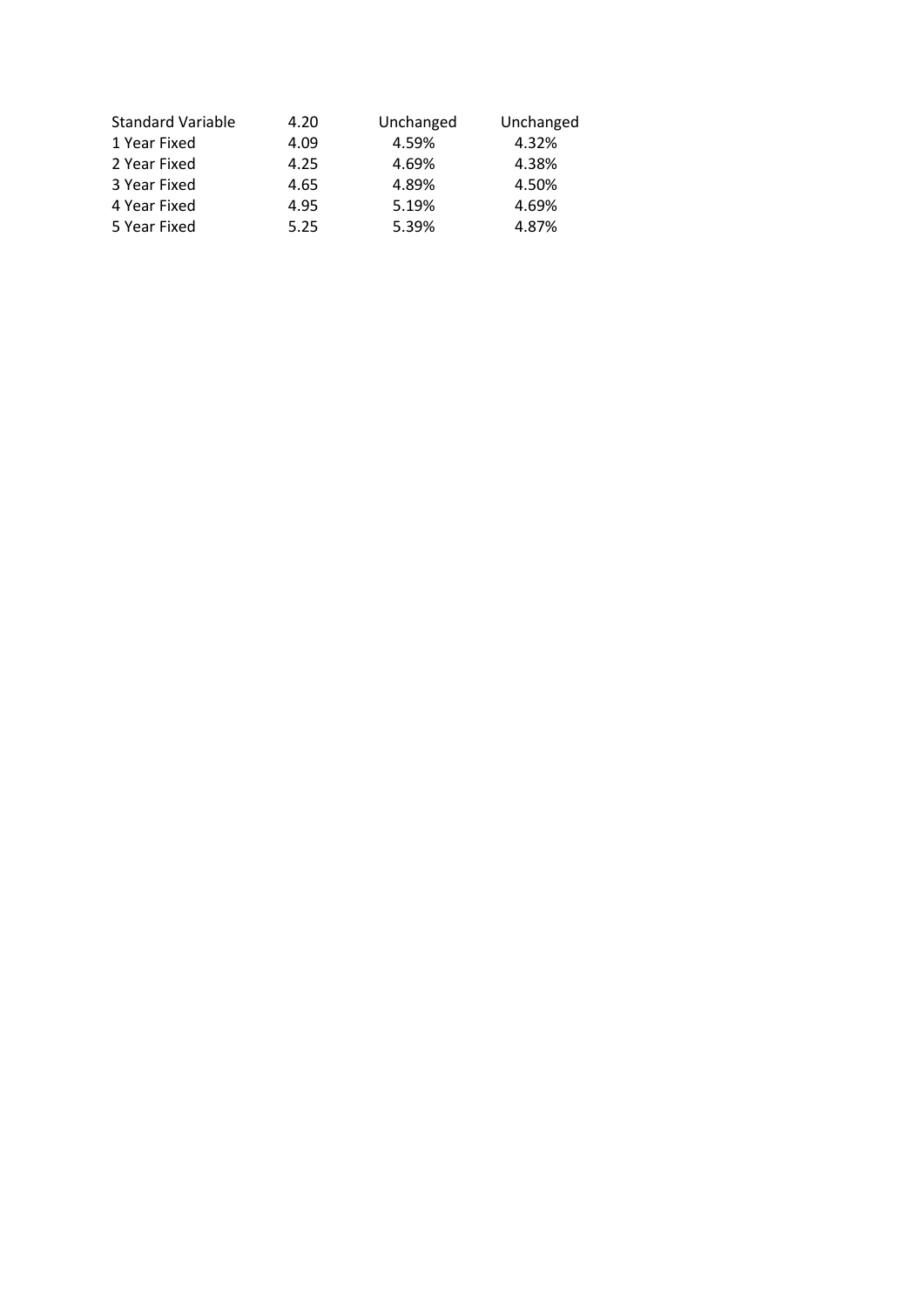| | | | |
|---|---|---|---|
| Standard Variable | 4.20 | Unchanged | Unchanged |
| 1 Year Fixed | 4.09 | 4.59% | 4.32% |
| 2 Year Fixed | 4.25 | 4.69% | 4.38% |
| 3 Year Fixed | 4.65 | 4.89% | 4.50% |
| 4 Year Fixed | 4.95 | 5.19% | 4.69% |
| 5 Year Fixed | 5.25 | 5.39% | 4.87% |